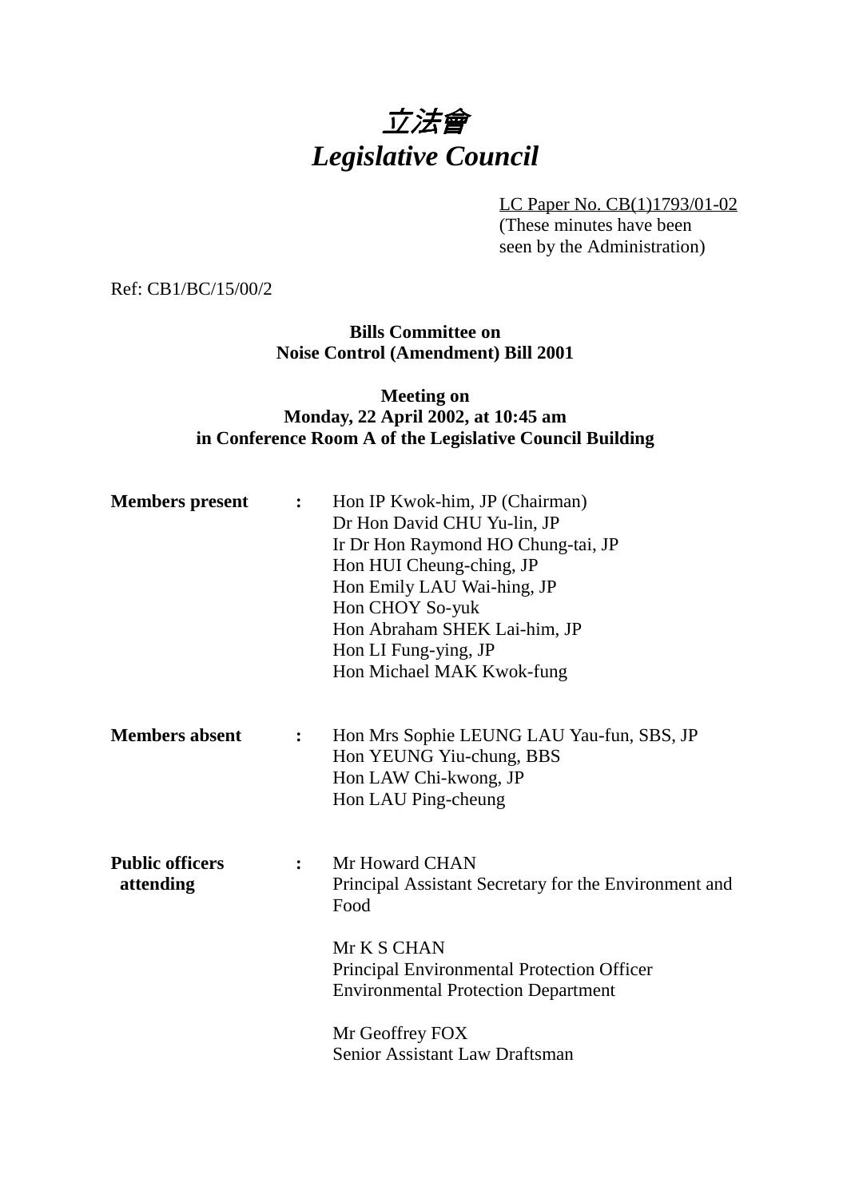# *立法會*
# *Legislative Council*

LC Paper No. CB(1)1793/01-02
(These minutes have been seen by the Administration)

Ref: CB1/BC/15/00/2

**Bills Committee on**
**Noise Control (Amendment) Bill 2001**

**Meeting on**
**Monday, 22 April 2002, at 10:45 am**
**in Conference Room A of the Legislative Council Building**

**Members present :**

Hon IP Kwok-him, JP (Chairman)
Dr Hon David CHU Yu-lin, JP
Ir Dr Hon Raymond HO Chung-tai, JP
Hon HUI Cheung-ching, JP
Hon Emily LAU Wai-hing, JP
Hon CHOY So-yuk
Hon Abraham SHEK Lai-him, JP
Hon LI Fung-ying, JP
Hon Michael MAK Kwok-fung

**Members absent :**

Hon Mrs Sophie LEUNG LAU Yau-fun, SBS, JP
Hon YEUNG Yiu-chung, BBS
Hon LAW Chi-kwong, JP
Hon LAU Ping-cheung

**Public officers attending :**

Mr Howard CHAN
Principal Assistant Secretary for the Environment and Food

Mr K S CHAN
Principal Environmental Protection Officer
Environmental Protection Department

Mr Geoffrey FOX
Senior Assistant Law Draftsman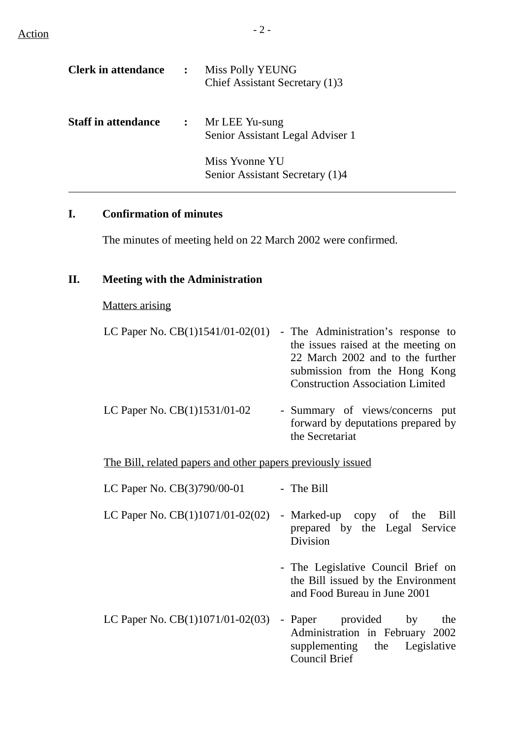Action

| | | |
|---|---|---|
| **Clerk in attendance** | **:** | Miss Polly YEUNG<br>Chief Assistant Secretary (1)3 |
| **Staff in attendance** | **:** | Mr LEE Yu-sung<br>Senior Assistant Legal Adviser 1<br><br>Miss Yvonne YU<br>Senior Assistant Secretary (1)4 |

---

## I. Confirmation of minutes

The minutes of meeting held on 22 March 2002 were confirmed.

## II. Meeting with the Administration

Matters arising

| | |
|---|---|
| LC Paper No. CB(1)1541/01-02(01) | - The Administration's response to the issues raised at the meeting on 22 March 2002 and to the further submission from the Hong Kong Construction Association Limited |
| LC Paper No. CB(1)1531/01-02 | - Summary of views/concerns put forward by deputations prepared by the Secretariat |

The Bill, related papers and other papers previously issued

| | |
|---|---|
| LC Paper No. CB(3)790/00-01 | - The Bill |
| LC Paper No. CB(1)1071/01-02(02) | - Marked-up copy of the Bill prepared by the Legal Service Division |
| | - The Legislative Council Brief on the Bill issued by the Environment and Food Bureau in June 2001 |
| LC Paper No. CB(1)1071/01-02(03) | - Paper provided by the Administration in February 2002 supplementing the Legislative Council Brief |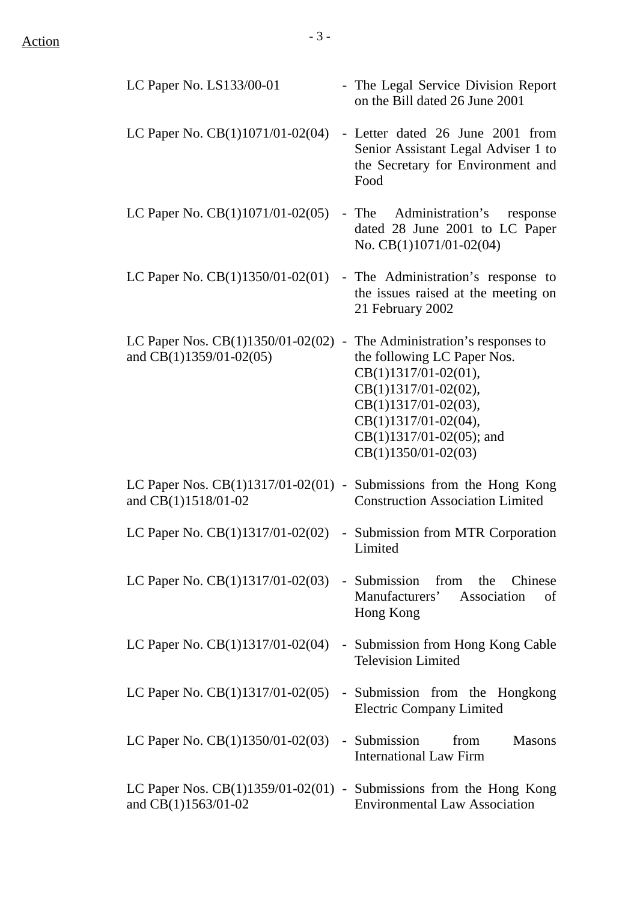Action

| | | |
|---|---|---|
| LC Paper No. LS133/00-01 | - | The Legal Service Division Report on the Bill dated 26 June 2001 |
| LC Paper No. CB(1)1071/01-02(04) | - | Letter dated 26 June 2001 from Senior Assistant Legal Adviser 1 to the Secretary for Environment and Food |
| LC Paper No. CB(1)1071/01-02(05) | - | The Administration's response dated 28 June 2001 to LC Paper No. CB(1)1071/01-02(04) |
| LC Paper No. CB(1)1350/01-02(01) | - | The Administration's response to the issues raised at the meeting on 21 February 2002 |
| LC Paper Nos. CB(1)1350/01-02(02) and CB(1)1359/01-02(05) | - | The Administration's responses to the following LC Paper Nos. CB(1)1317/01-02(01), CB(1)1317/01-02(02), CB(1)1317/01-02(03), CB(1)1317/01-02(04), CB(1)1317/01-02(05); and CB(1)1350/01-02(03) |
| LC Paper Nos. CB(1)1317/01-02(01) and CB(1)1518/01-02 | - | Submissions from the Hong Kong Construction Association Limited |
| LC Paper No. CB(1)1317/01-02(02) | - | Submission from MTR Corporation Limited |
| LC Paper No. CB(1)1317/01-02(03) | - | Submission from the Chinese Manufacturers' Association of Hong Kong |
| LC Paper No. CB(1)1317/01-02(04) | - | Submission from Hong Kong Cable Television Limited |
| LC Paper No. CB(1)1317/01-02(05) | - | Submission from the Hongkong Electric Company Limited |
| LC Paper No. CB(1)1350/01-02(03) | - | Submission from Masons International Law Firm |
| LC Paper Nos. CB(1)1359/01-02(01) and CB(1)1563/01-02 | - | Submissions from the Hong Kong Environmental Law Association |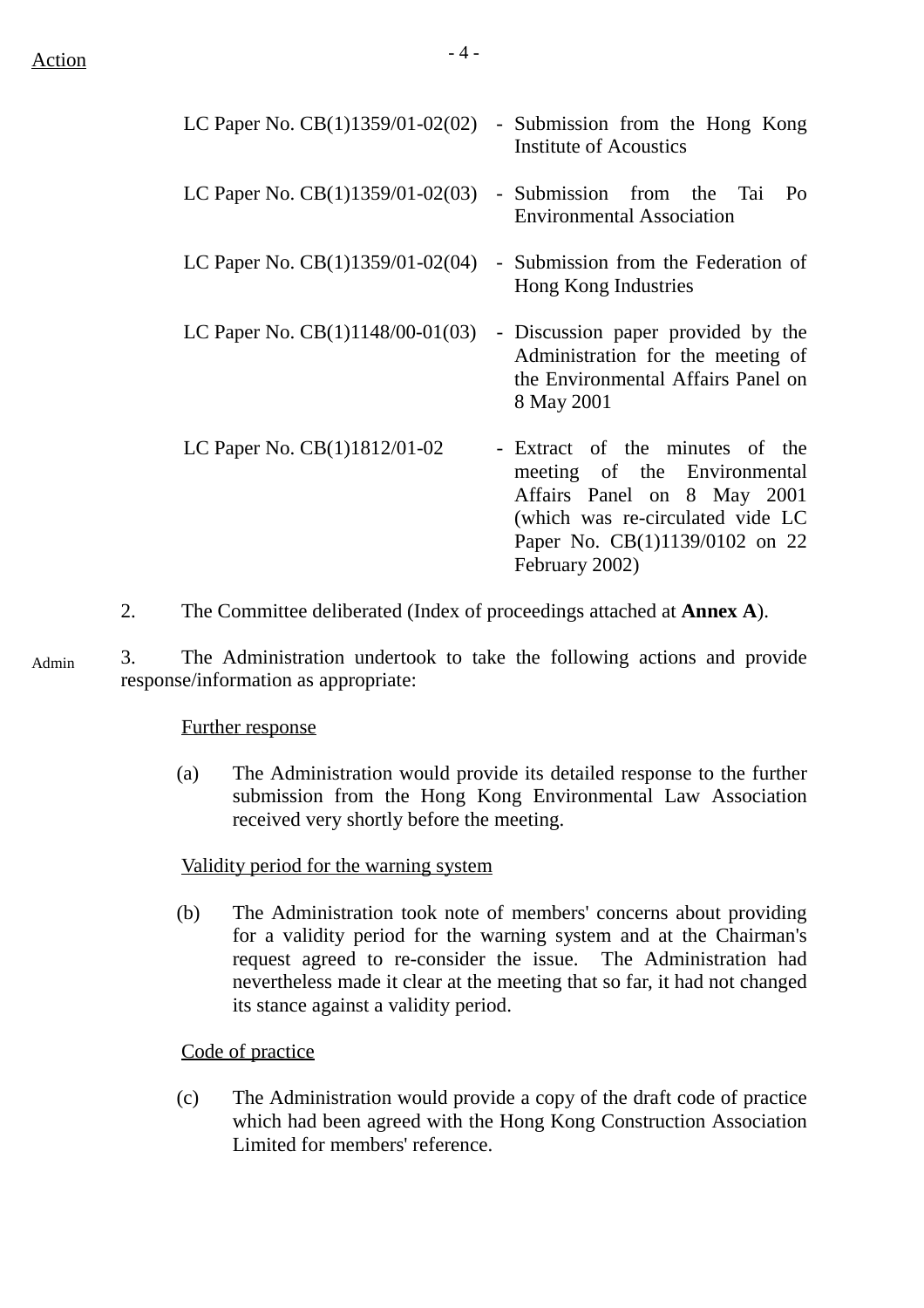Action

| | | |
|---|---|---|
| LC Paper No. CB(1)1359/01-02(02) | - | Submission from the Hong Kong Institute of Acoustics |
| LC Paper No. CB(1)1359/01-02(03) | - | Submission from the Tai Po Environmental Association |
| LC Paper No. CB(1)1359/01-02(04) | - | Submission from the Federation of Hong Kong Industries |
| LC Paper No. CB(1)1148/00-01(03) | - | Discussion paper provided by the Administration for the meeting of the Environmental Affairs Panel on 8 May 2001 |
| LC Paper No. CB(1)1812/01-02 | - | Extract of the minutes of the meeting of the Environmental Affairs Panel on 8 May 2001 (which was re-circulated vide LC Paper No. CB(1)1139/0102 on 22 February 2002) |

2. The Committee deliberated (Index of proceedings attached at **Annex A**).

Admin

3. The Administration undertook to take the following actions and provide response/information as appropriate:

Further response

(a) The Administration would provide its detailed response to the further submission from the Hong Kong Environmental Law Association received very shortly before the meeting.

Validity period for the warning system

(b) The Administration took note of members' concerns about providing for a validity period for the warning system and at the Chairman's request agreed to re-consider the issue. The Administration had nevertheless made it clear at the meeting that so far, it had not changed its stance against a validity period.

Code of practice

(c) The Administration would provide a copy of the draft code of practice which had been agreed with the Hong Kong Construction Association Limited for members' reference.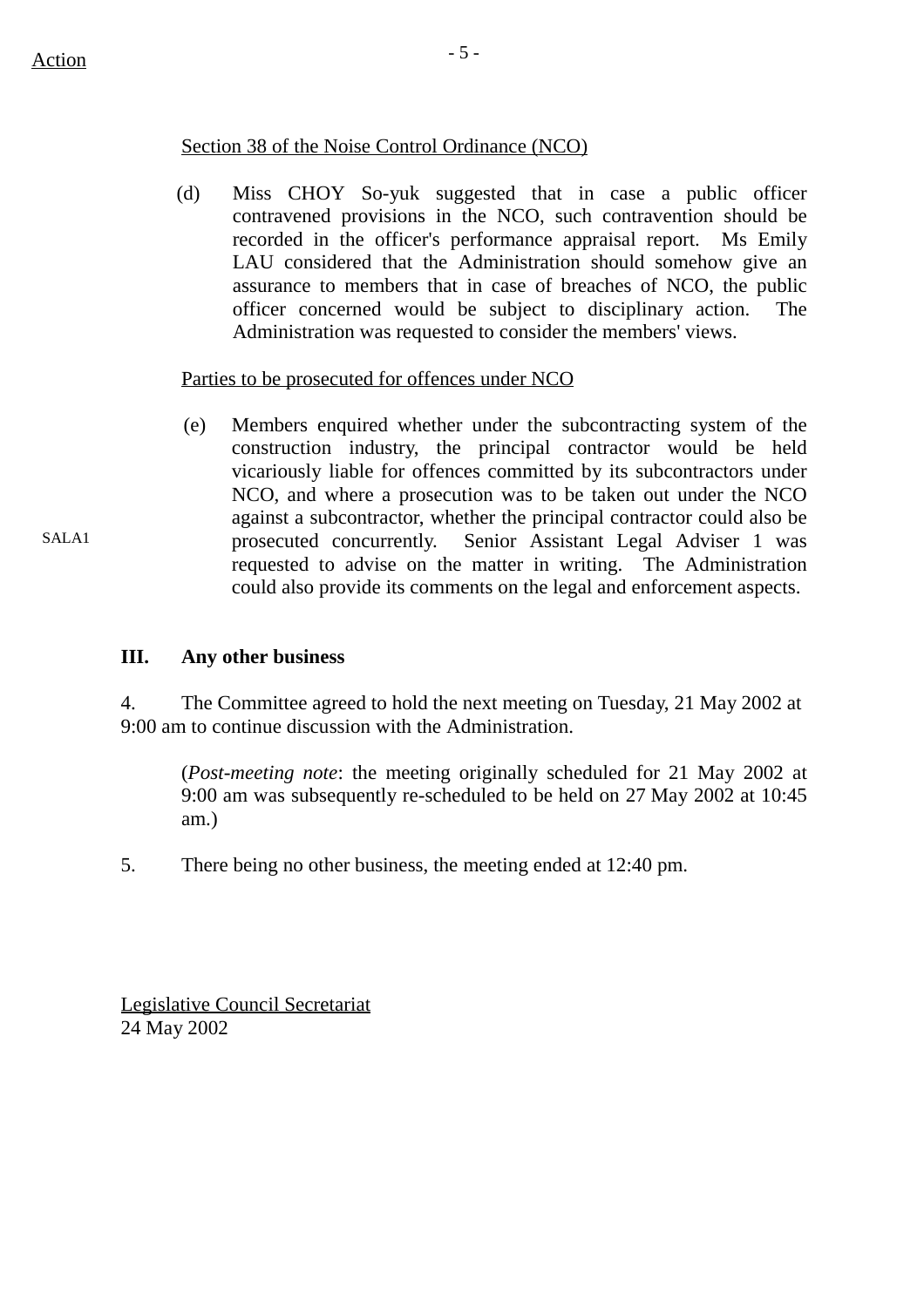Action

Section 38 of the Noise Control Ordinance (NCO)

(d) Miss CHOY So-yuk suggested that in case a public officer contravened provisions in the NCO, such contravention should be recorded in the officer's performance appraisal report. Ms Emily LAU considered that the Administration should somehow give an assurance to members that in case of breaches of NCO, the public officer concerned would be subject to disciplinary action. The Administration was requested to consider the members' views.

Parties to be prosecuted for offences under NCO

SALA1

(e) Members enquired whether under the subcontracting system of the construction industry, the principal contractor would be held vicariously liable for offences committed by its subcontractors under NCO, and where a prosecution was to be taken out under the NCO against a subcontractor, whether the principal contractor could also be prosecuted concurrently. Senior Assistant Legal Adviser 1 was requested to advise on the matter in writing. The Administration could also provide its comments on the legal and enforcement aspects.

**III. Any other business**

4. The Committee agreed to hold the next meeting on Tuesday, 21 May 2002 at 9:00 am to continue discussion with the Administration.

(*Post-meeting note*: the meeting originally scheduled for 21 May 2002 at 9:00 am was subsequently re-scheduled to be held on 27 May 2002 at 10:45 am.)

5. There being no other business, the meeting ended at 12:40 pm.

Legislative Council Secretariat
24 May 2002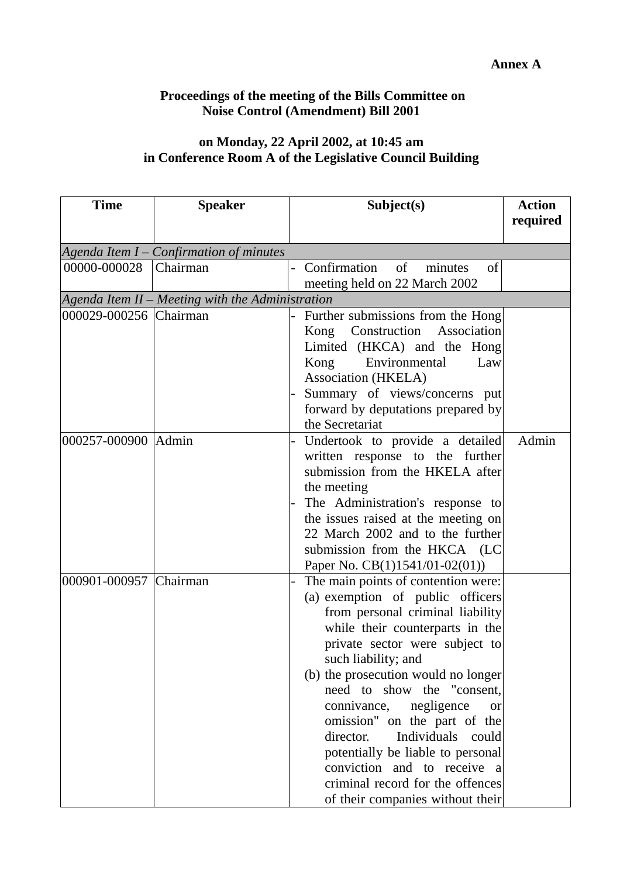**Annex A**

**Proceedings of the meeting of the Bills Committee on Noise Control (Amendment) Bill 2001**

**on Monday, 22 April 2002, at 10:45 am in Conference Room A of the Legislative Council Building**

| Time | Speaker | Subject(s) | Action required |
|---|---|---|---|
| *Agenda Item I – Confirmation of minutes* | | | |
| 00000-000028 | Chairman | - Confirmation of minutes of meeting held on 22 March 2002 | |
| *Agenda Item II – Meeting with the Administration* | | | |
| 000029-000256 | Chairman | - Further submissions from the Hong Kong Construction Association Limited (HKCA) and the Hong Kong Environmental Law Association (HKELA)<br>- Summary of views/concerns put forward by deputations prepared by the Secretariat | |
| 000257-000900 | Admin | - Undertook to provide a detailed written response to the further submission from the HKELA after the meeting<br>- The Administration's response to the issues raised at the meeting on 22 March 2002 and to the further submission from the HKCA (LC Paper No. CB(1)1541/01-02(01)) | Admin |
| 000901-000957 | Chairman | - The main points of contention were:<br>(a) exemption of public officers from personal criminal liability while their counterparts in the private sector were subject to such liability; and<br>(b) the prosecution would no longer need to show the "consent, connivance, negligence or omission" on the part of the director. Individuals could potentially be liable to personal conviction and to receive a criminal record for the offences of their companies without their | |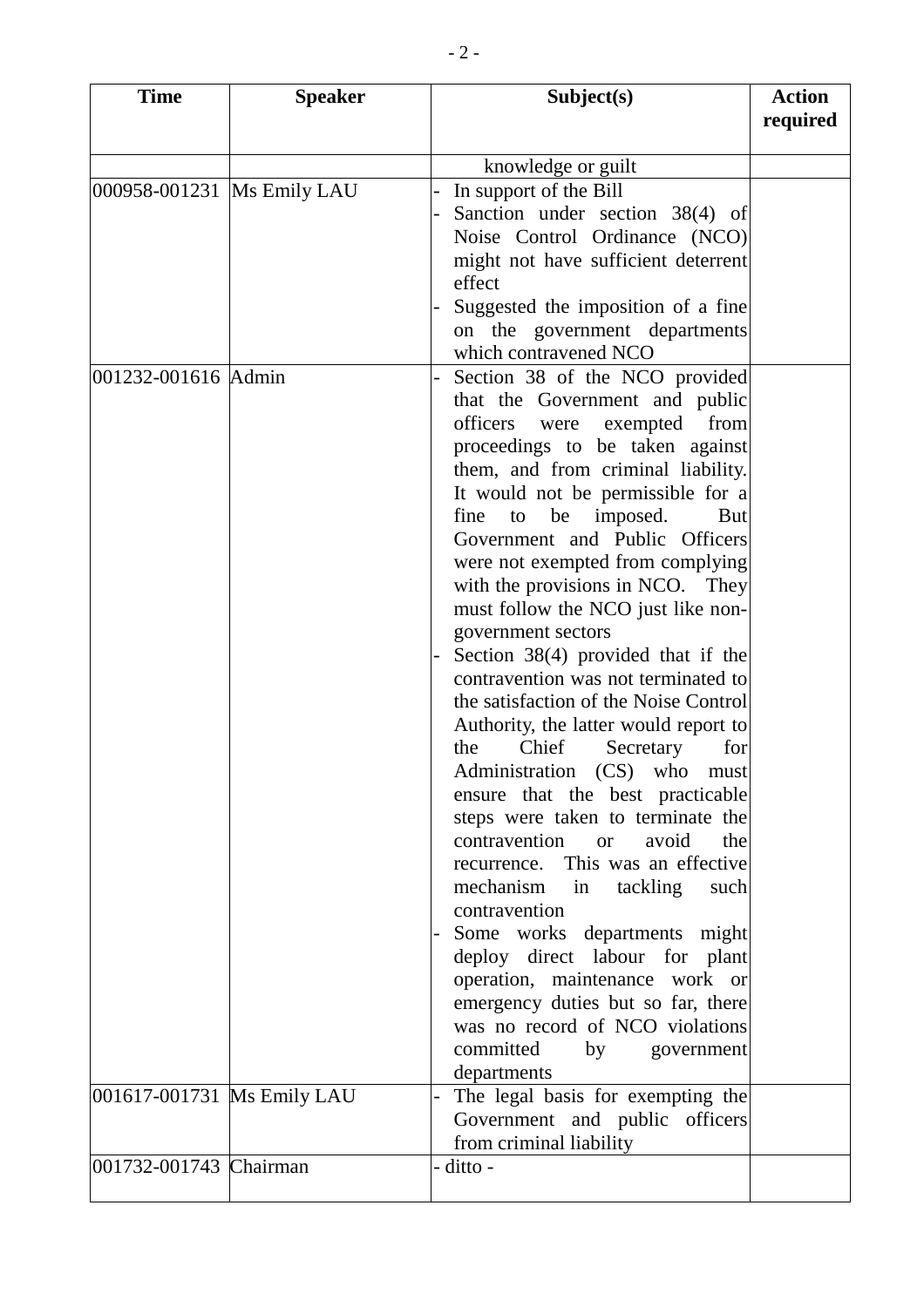| Time | Speaker | Subject(s) | Action required |
|---|---|---|---|
| | | knowledge or guilt | |
| 000958-001231 | Ms Emily LAU | - In support of the Bill<br>- Sanction under section 38(4) of Noise Control Ordinance (NCO) might not have sufficient deterrent effect<br>- Suggested the imposition of a fine on the government departments which contravened NCO | |
| 001232-001616 | Admin | - Section 38 of the NCO provided that the Government and public officers were exempted from proceedings to be taken against them, and from criminal liability. It would not be permissible for a fine to be imposed. But Government and Public Officers were not exempted from complying with the provisions in NCO. They must follow the NCO just like non-government sectors<br>- Section 38(4) provided that if the contravention was not terminated to the satisfaction of the Noise Control Authority, the latter would report to the Chief Secretary for Administration (CS) who must ensure that the best practicable steps were taken to terminate the contravention or avoid the recurrence. This was an effective mechanism in tackling such contravention<br>- Some works departments might deploy direct labour for plant operation, maintenance work or emergency duties but so far, there was no record of NCO violations committed by government departments | |
| 001617-001731 | Ms Emily LAU | - The legal basis for exempting the Government and public officers from criminal liability | |
| 001732-001743 | Chairman | - ditto - | |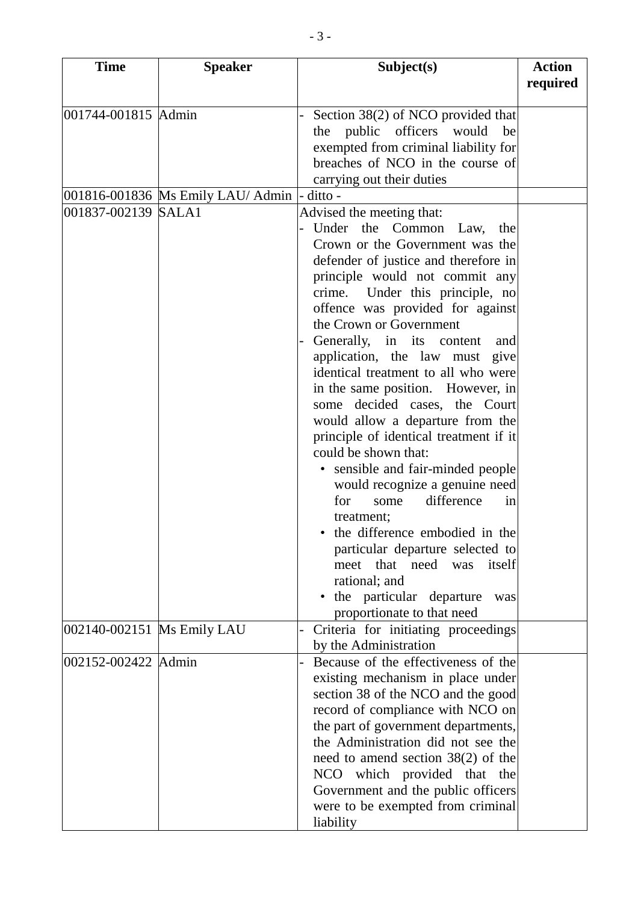| Time | Speaker | Subject(s) | Action required |
|---|---|---|---|
| 001744-001815 | Admin | - Section 38(2) of NCO provided that the public officers would be exempted from criminal liability for breaches of NCO in the course of carrying out their duties | |
| 001816-001836 | Ms Emily LAU/ Admin | - ditto - | |
| 001837-002139 | SALA1 | Advised the meeting that:<br>- Under the Common Law, the Crown or the Government was the defender of justice and therefore in principle would not commit any crime. Under this principle, no offence was provided for against the Crown or Government<br>- Generally, in its content and application, the law must give identical treatment to all who were in the same position. However, in some decided cases, the Court would allow a departure from the principle of identical treatment if it could be shown that:<br>• sensible and fair-minded people would recognize a genuine need for some difference in treatment;<br>• the difference embodied in the particular departure selected to meet that need was itself rational; and<br>• the particular departure was proportionate to that need | |
| 002140-002151 | Ms Emily LAU | - Criteria for initiating proceedings by the Administration | |
| 002152-002422 | Admin | - Because of the effectiveness of the existing mechanism in place under section 38 of the NCO and the good record of compliance with NCO on the part of government departments, the Administration did not see the need to amend section 38(2) of the NCO which provided that the Government and the public officers were to be exempted from criminal liability | |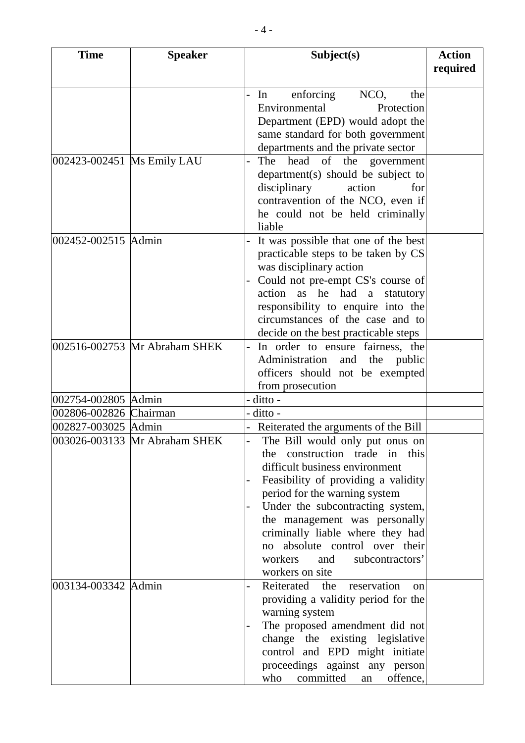| Time | Speaker | Subject(s) | Action required |
|---|---|---|---|
| | | - In enforcing NCO, the Environmental Protection Department (EPD) would adopt the same standard for both government departments and the private sector | |
| 002423-002451 | Ms Emily LAU | - The head of the government department(s) should be subject to disciplinary action for contravention of the NCO, even if he could not be held criminally liable | |
| 002452-002515 | Admin | - It was possible that one of the best practicable steps to be taken by CS was disciplinary action<br>- Could not pre-empt CS's course of action as he had a statutory responsibility to enquire into the circumstances of the case and to decide on the best practicable steps | |
| 002516-002753 | Mr Abraham SHEK | - In order to ensure fairness, the Administration and the public officers should not be exempted from prosecution | |
| 002754-002805 | Admin | - ditto - | |
| 002806-002826 | Chairman | - ditto - | |
| 002827-003025 | Admin | - Reiterated the arguments of the Bill | |
| 003026-003133 | Mr Abraham SHEK | - The Bill would only put onus on the construction trade in this difficult business environment<br>- Feasibility of providing a validity period for the warning system<br>- Under the subcontracting system, the management was personally criminally liable where they had no absolute control over their workers and subcontractors' workers on site | |
| 003134-003342 | Admin | - Reiterated the reservation on providing a validity period for the warning system<br>- The proposed amendment did not change the existing legislative control and EPD might initiate proceedings against any person who committed an offence, | |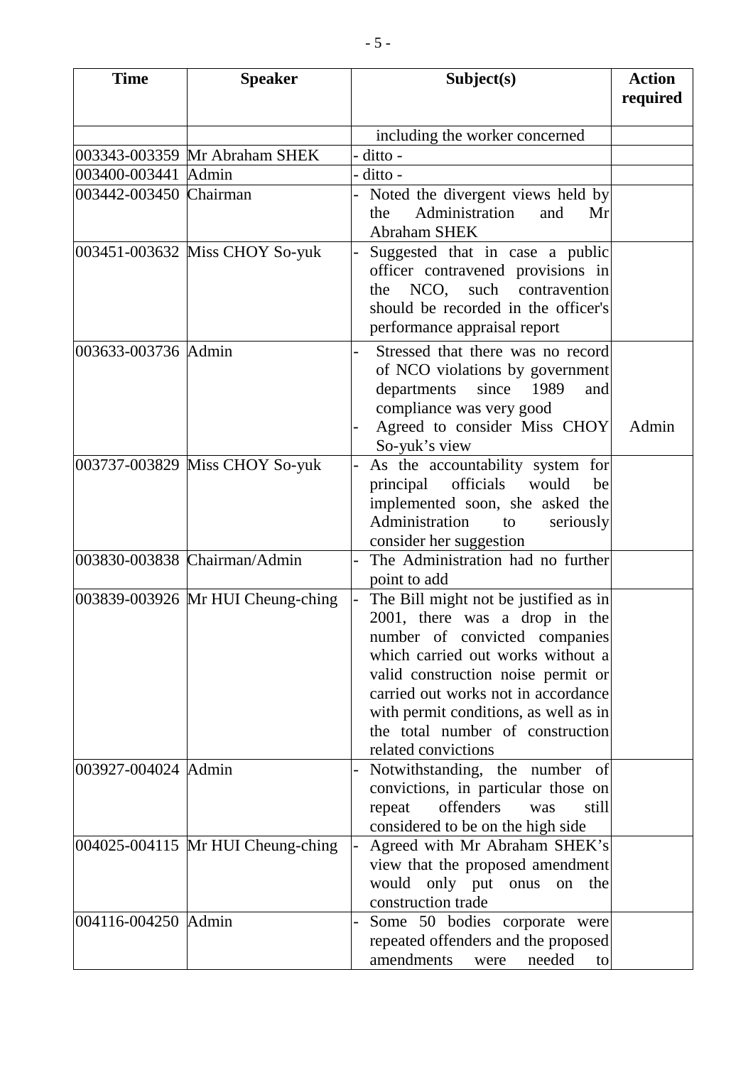| Time | Speaker | Subject(s) | Action required |
|---|---|---|---|
| | | including the worker concerned | |
| 003343-003359 | Mr Abraham SHEK | - ditto - | |
| 003400-003441 | Admin | - ditto - | |
| 003442-003450 | Chairman | - Noted the divergent views held by the Administration and Mr Abraham SHEK | |
| 003451-003632 | Miss CHOY So-yuk | - Suggested that in case a public officer contravened provisions in the NCO, such contravention should be recorded in the officer's performance appraisal report | |
| 003633-003736 | Admin | - Stressed that there was no record of NCO violations by government departments since 1989 and compliance was very good<br>- Agreed to consider Miss CHOY So-yuk's view | Admin |
| 003737-003829 | Miss CHOY So-yuk | - As the accountability system for principal officials would be implemented soon, she asked the Administration to seriously consider her suggestion | |
| 003830-003838 | Chairman/Admin | - The Administration had no further point to add | |
| 003839-003926 | Mr HUI Cheung-ching | - The Bill might not be justified as in 2001, there was a drop in the number of convicted companies which carried out works without a valid construction noise permit or carried out works not in accordance with permit conditions, as well as in the total number of construction related convictions | |
| 003927-004024 | Admin | - Notwithstanding, the number of convictions, in particular those on repeat offenders was still considered to be on the high side | |
| 004025-004115 | Mr HUI Cheung-ching | - Agreed with Mr Abraham SHEK's view that the proposed amendment would only put onus on the construction trade | |
| 004116-004250 | Admin | - Some 50 bodies corporate were repeated offenders and the proposed amendments were needed to | |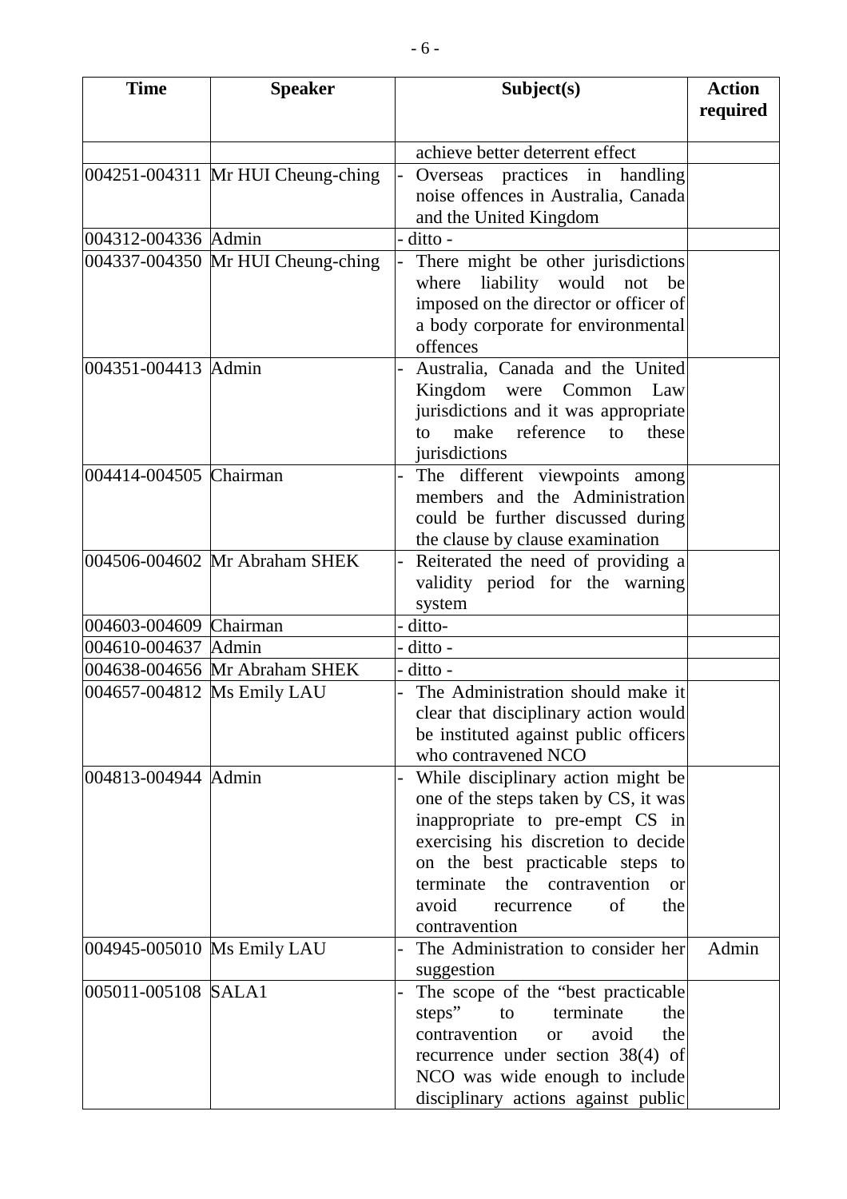| Time | Speaker | Subject(s) | Action required |
|---|---|---|---|
| | | achieve better deterrent effect | |
| 004251-004311 | Mr HUI Cheung-ching | - Overseas practices in handling noise offences in Australia, Canada and the United Kingdom | |
| 004312-004336 | Admin | - ditto - | |
| 004337-004350 | Mr HUI Cheung-ching | - There might be other jurisdictions where liability would not be imposed on the director or officer of a body corporate for environmental offences | |
| 004351-004413 | Admin | - Australia, Canada and the United Kingdom were Common Law jurisdictions and it was appropriate to make reference to these jurisdictions | |
| 004414-004505 | Chairman | - The different viewpoints among members and the Administration could be further discussed during the clause by clause examination | |
| 004506-004602 | Mr Abraham SHEK | - Reiterated the need of providing a validity period for the warning system | |
| 004603-004609 | Chairman | - ditto- | |
| 004610-004637 | Admin | - ditto - | |
| 004638-004656 | Mr Abraham SHEK | - ditto - | |
| 004657-004812 | Ms Emily LAU | - The Administration should make it clear that disciplinary action would be instituted against public officers who contravened NCO | |
| 004813-004944 | Admin | - While disciplinary action might be one of the steps taken by CS, it was inappropriate to pre-empt CS in exercising his discretion to decide on the best practicable steps to terminate the contravention or avoid recurrence of the contravention | |
| 004945-005010 | Ms Emily LAU | - The Administration to consider her suggestion | Admin |
| 005011-005108 | SALA1 | - The scope of the "best practicable steps" to terminate the contravention or avoid the recurrence under section 38(4) of NCO was wide enough to include disciplinary actions against public | |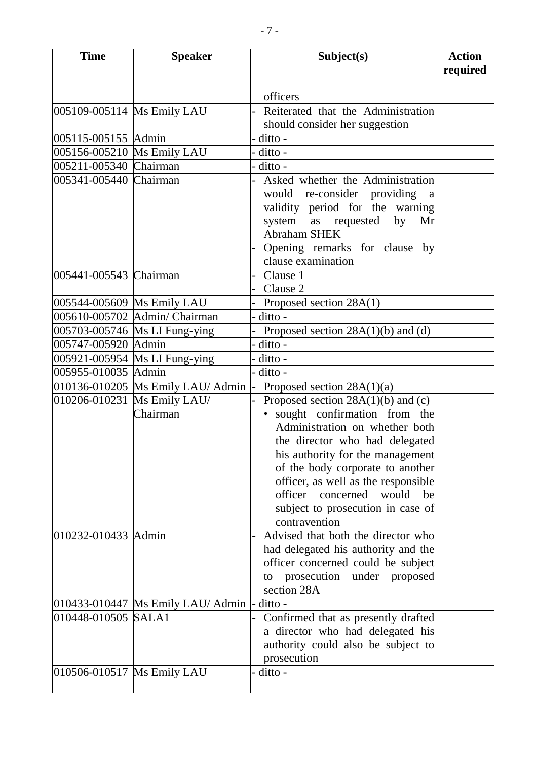| Time | Speaker | Subject(s) | Action required |
|---|---|---|---|
| | | officers | |
| 005109-005114 | Ms Emily LAU | - Reiterated that the Administration should consider her suggestion | |
| 005115-005155 | Admin | - ditto - | |
| 005156-005210 | Ms Emily LAU | - ditto - | |
| 005211-005340 | Chairman | - ditto - | |
| 005341-005440 | Chairman | - Asked whether the Administration would re-consider providing a validity period for the warning system as requested by Mr Abraham SHEK<br>- Opening remarks for clause by clause examination | |
| 005441-005543 | Chairman | - Clause 1<br>- Clause 2 | |
| 005544-005609 | Ms Emily LAU | - Proposed section 28A(1) | |
| 005610-005702 | Admin/ Chairman | - ditto - | |
| 005703-005746 | Ms LI Fung-ying | - Proposed section 28A(1)(b) and (d) | |
| 005747-005920 | Admin | - ditto - | |
| 005921-005954 | Ms LI Fung-ying | - ditto - | |
| 005955-010035 | Admin | - ditto - | |
| 010136-010205 | Ms Emily LAU/ Admin | - Proposed section 28A(1)(a) | |
| 010206-010231 | Ms Emily LAU/ Chairman | - Proposed section 28A(1)(b) and (c)<br>• sought confirmation from the Administration on whether both the director who had delegated his authority for the management of the body corporate to another officer, as well as the responsible officer concerned would be subject to prosecution in case of contravention | |
| 010232-010433 | Admin | - Advised that both the director who had delegated his authority and the officer concerned could be subject to prosecution under proposed section 28A | |
| 010433-010447 | Ms Emily LAU/ Admin | - ditto - | |
| 010448-010505 | SALA1 | - Confirmed that as presently drafted a director who had delegated his authority could also be subject to prosecution | |
| 010506-010517 | Ms Emily LAU | - ditto - | |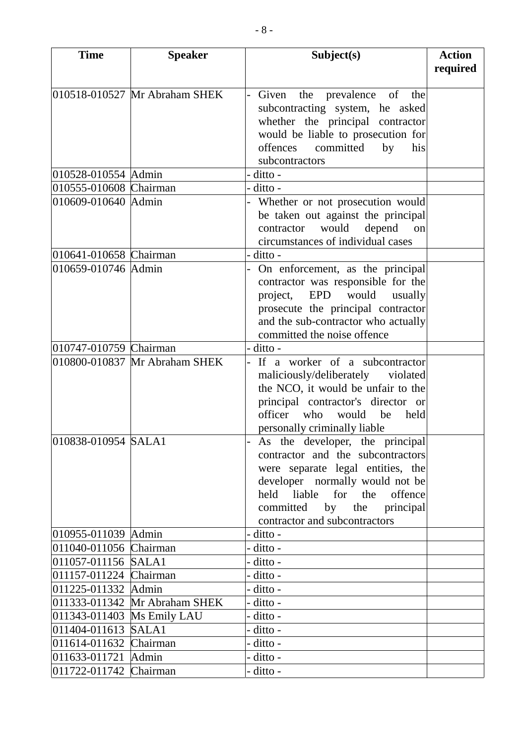| Time | Speaker | Subject(s) | Action required |
|---|---|---|---|
| 010518-010527 | Mr Abraham SHEK | - Given the prevalence of the subcontracting system, he asked whether the principal contractor would be liable to prosecution for offences committed by his subcontractors | |
| 010528-010554 | Admin | - ditto - | |
| 010555-010608 | Chairman | - ditto - | |
| 010609-010640 | Admin | - Whether or not prosecution would be taken out against the principal contractor would depend on circumstances of individual cases | |
| 010641-010658 | Chairman | - ditto - | |
| 010659-010746 | Admin | - On enforcement, as the principal contractor was responsible for the project, EPD would usually prosecute the principal contractor and the sub-contractor who actually committed the noise offence | |
| 010747-010759 | Chairman | - ditto - | |
| 010800-010837 | Mr Abraham SHEK | - If a worker of a subcontractor maliciously/deliberately violated the NCO, it would be unfair to the principal contractor's director or officer who would be held personally criminally liable | |
| 010838-010954 | SALA1 | - As the developer, the principal contractor and the subcontractors were separate legal entities, the developer normally would not be held liable for the offence committed by the principal contractor and subcontractors | |
| 010955-011039 | Admin | - ditto - | |
| 011040-011056 | Chairman | - ditto - | |
| 011057-011156 | SALA1 | - ditto - | |
| 011157-011224 | Chairman | - ditto - | |
| 011225-011332 | Admin | - ditto - | |
| 011333-011342 | Mr Abraham SHEK | - ditto - | |
| 011343-011403 | Ms Emily LAU | - ditto - | |
| 011404-011613 | SALA1 | - ditto - | |
| 011614-011632 | Chairman | - ditto - | |
| 011633-011721 | Admin | - ditto - | |
| 011722-011742 | Chairman | - ditto - | |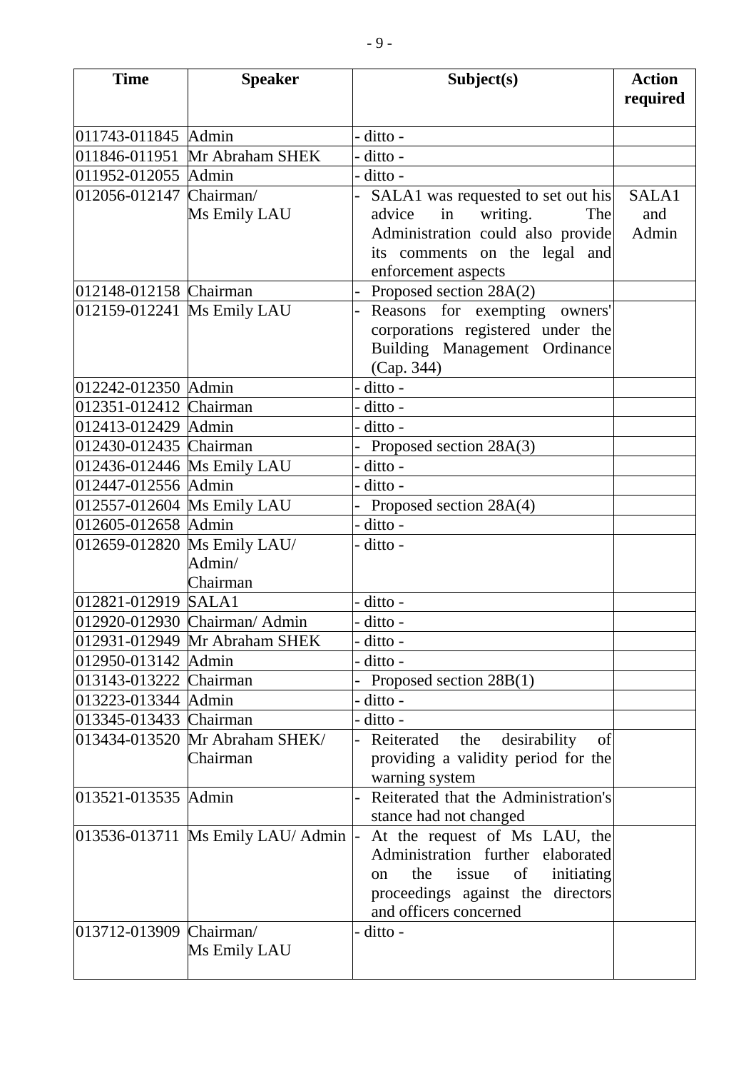| Time | Speaker | Subject(s) | Action required |
|---|---|---|---|
| 011743-011845 | Admin | - ditto - | |
| 011846-011951 | Mr Abraham SHEK | - ditto - | |
| 011952-012055 | Admin | - ditto - | |
| 012056-012147 | Chairman/ Ms Emily LAU | - SALA1 was requested to set out his advice in writing. The Administration could also provide its comments on the legal and enforcement aspects | SALA1 and Admin |
| 012148-012158 | Chairman | - Proposed section 28A(2) | |
| 012159-012241 | Ms Emily LAU | - Reasons for exempting owners' corporations registered under the Building Management Ordinance (Cap. 344) | |
| 012242-012350 | Admin | - ditto - | |
| 012351-012412 | Chairman | - ditto - | |
| 012413-012429 | Admin | - ditto - | |
| 012430-012435 | Chairman | - Proposed section 28A(3) | |
| 012436-012446 | Ms Emily LAU | - ditto - | |
| 012447-012556 | Admin | - ditto - | |
| 012557-012604 | Ms Emily LAU | - Proposed section 28A(4) | |
| 012605-012658 | Admin | - ditto - | |
| 012659-012820 | Ms Emily LAU/ Admin/ Chairman | - ditto - | |
| 012821-012919 | SALA1 | - ditto - | |
| 012920-012930 | Chairman/ Admin | - ditto - | |
| 012931-012949 | Mr Abraham SHEK | - ditto - | |
| 012950-013142 | Admin | - ditto - | |
| 013143-013222 | Chairman | - Proposed section 28B(1) | |
| 013223-013344 | Admin | - ditto - | |
| 013345-013433 | Chairman | - ditto - | |
| 013434-013520 | Mr Abraham SHEK/ Chairman | - Reiterated the desirability of providing a validity period for the warning system | |
| 013521-013535 | Admin | - Reiterated that the Administration's stance had not changed | |
| 013536-013711 | Ms Emily LAU/ Admin | - At the request of Ms LAU, the Administration further elaborated on the issue of initiating proceedings against the directors and officers concerned | |
| 013712-013909 | Chairman/ Ms Emily LAU | - ditto - | |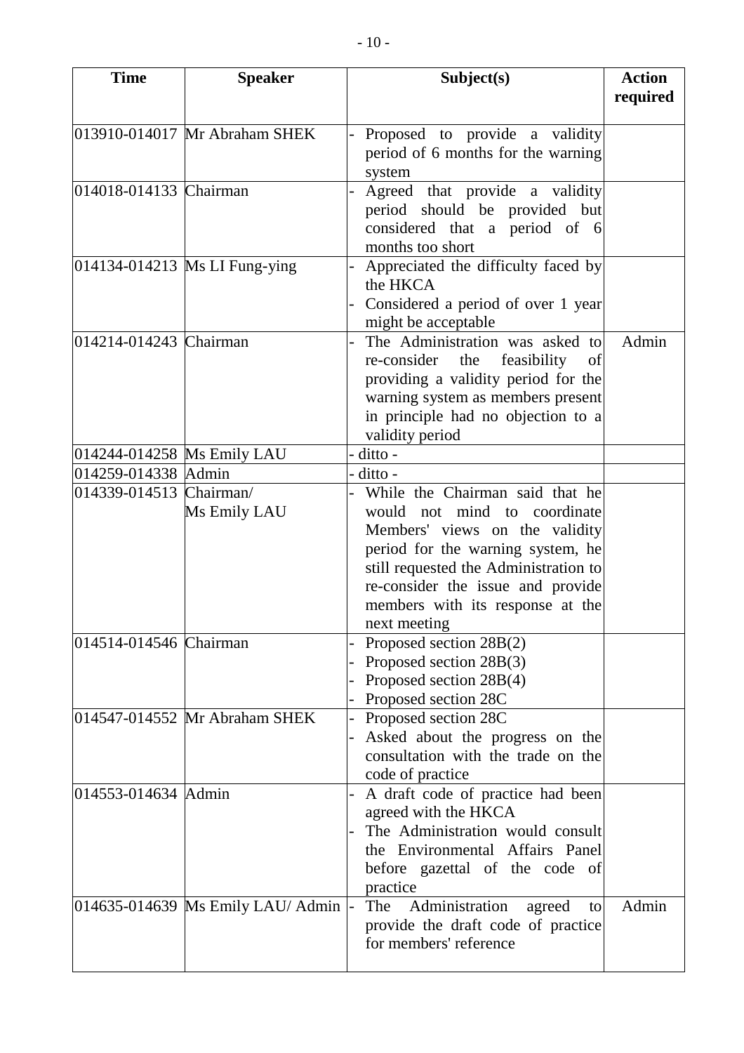| Time | Speaker | Subject(s) | Action required |
|---|---|---|---|
| 013910-014017 | Mr Abraham SHEK | - Proposed to provide a validity period of 6 months for the warning system | |
| 014018-014133 | Chairman | - Agreed that provide a validity period should be provided but considered that a period of 6 months too short | |
| 014134-014213 | Ms LI Fung-ying | - Appreciated the difficulty faced by the HKCA<br>- Considered a period of over 1 year might be acceptable | |
| 014214-014243 | Chairman | - The Administration was asked to re-consider the feasibility of providing a validity period for the warning system as members present in principle had no objection to a validity period | Admin |
| 014244-014258 | Ms Emily LAU | - ditto - | |
| 014259-014338 | Admin | - ditto - | |
| 014339-014513 | Chairman/ Ms Emily LAU | - While the Chairman said that he would not mind to coordinate Members' views on the validity period for the warning system, he still requested the Administration to re-consider the issue and provide members with its response at the next meeting | |
| 014514-014546 | Chairman | - Proposed section 28B(2)<br>- Proposed section 28B(3)<br>- Proposed section 28B(4)<br>- Proposed section 28C | |
| 014547-014552 | Mr Abraham SHEK | - Proposed section 28C<br>- Asked about the progress on the consultation with the trade on the code of practice | |
| 014553-014634 | Admin | - A draft code of practice had been agreed with the HKCA<br>- The Administration would consult the Environmental Affairs Panel before gazettal of the code of practice | |
| 014635-014639 | Ms Emily LAU/ Admin | - The Administration agreed to provide the draft code of practice for members' reference | Admin |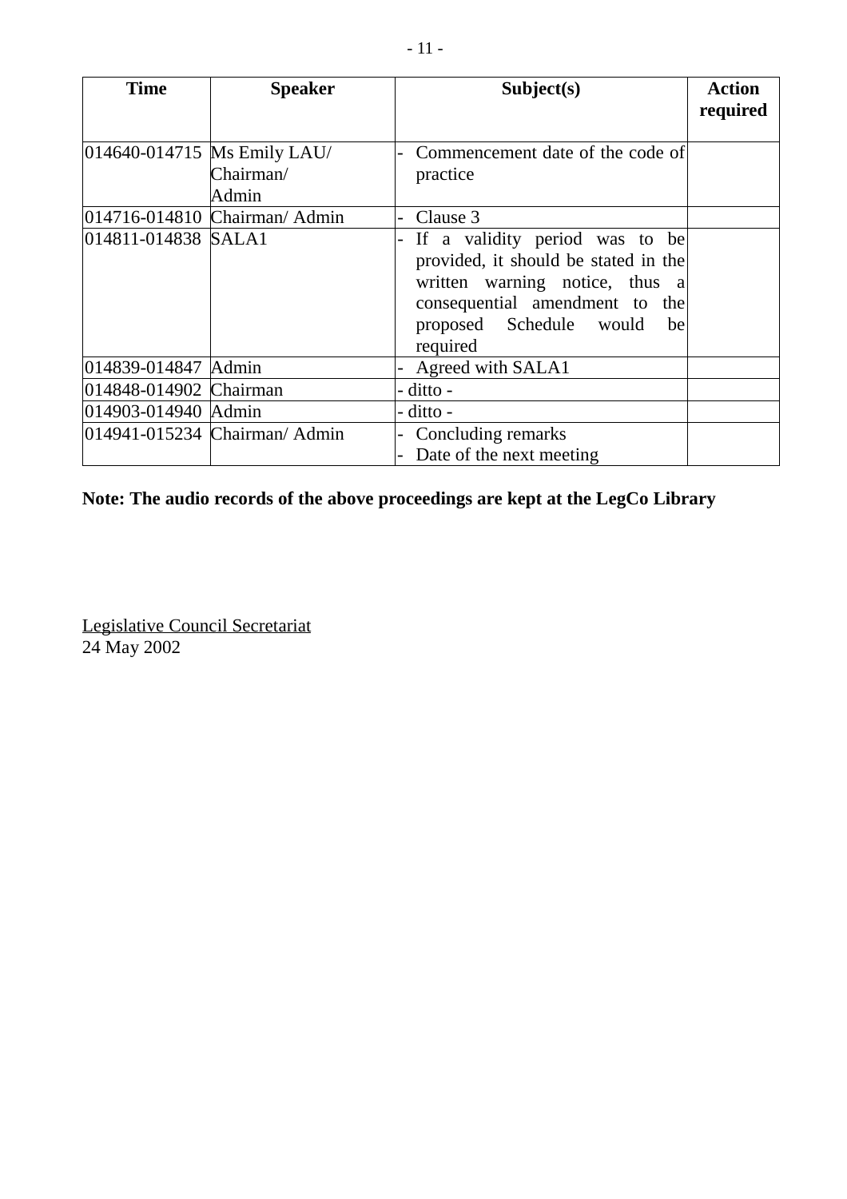| Time | Speaker | Subject(s) | Action required |
|---|---|---|---|
| 014640-014715 | Ms Emily LAU/ Chairman/ Admin | - Commencement date of the code of practice | |
| 014716-014810 | Chairman/ Admin | - Clause 3 | |
| 014811-014838 | SALA1 | - If a validity period was to be provided, it should be stated in the written warning notice, thus a consequential amendment to the proposed Schedule would be required | |
| 014839-014847 | Admin | - Agreed with SALA1 | |
| 014848-014902 | Chairman | - ditto - | |
| 014903-014940 | Admin | - ditto - | |
| 014941-015234 | Chairman/ Admin | - Concluding remarks<br>- Date of the next meeting | |

**Note: The audio records of the above proceedings are kept at the LegCo Library**

Legislative Council Secretariat
24 May 2002